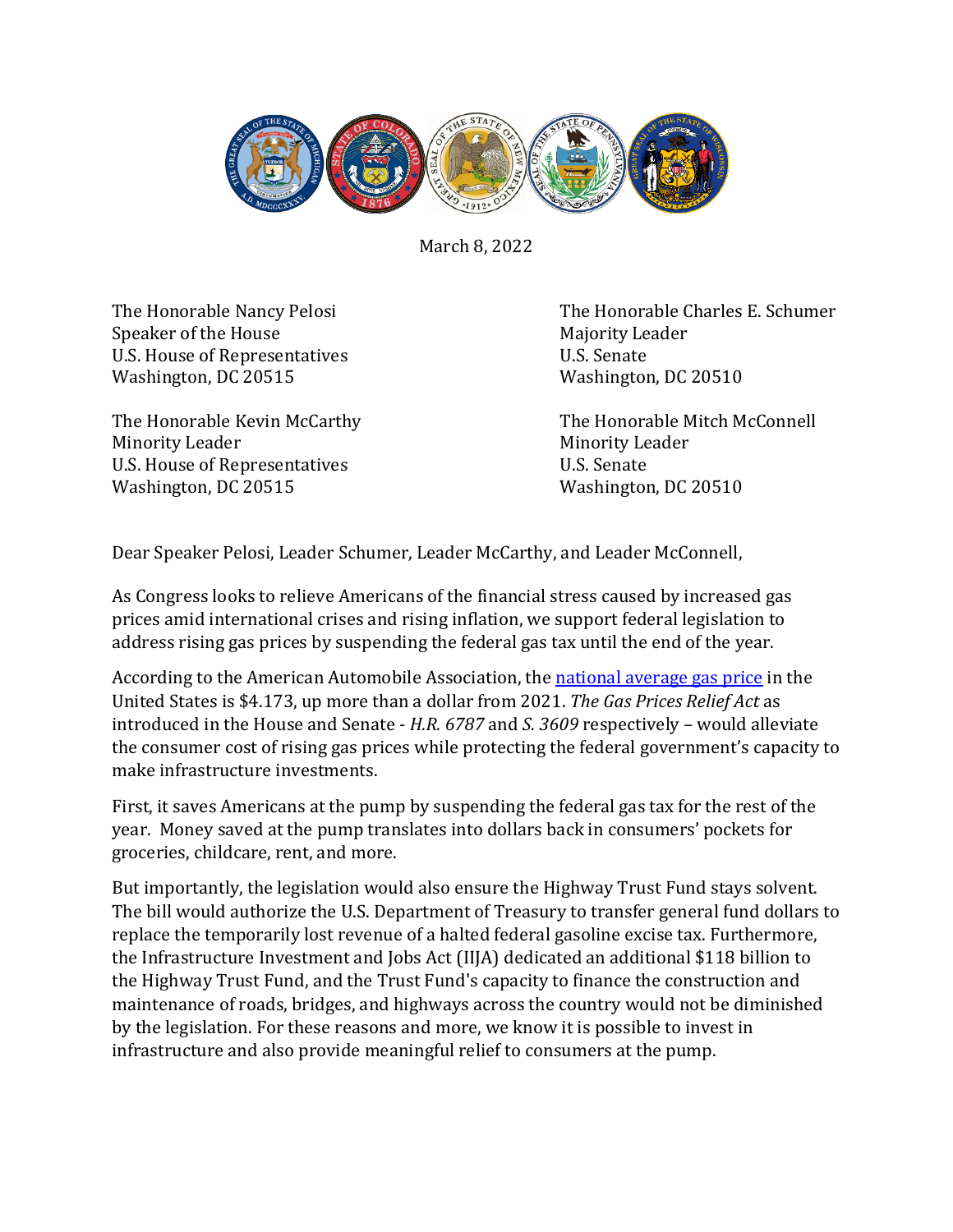March 8, 2022

The Honorable Nancy Pelosi
Speaker of the House
U.S. House of Representatives
Washington, DC 20515

The Honorable Charles E. Schumer
Majority Leader
U.S. Senate
Washington, DC 20510

The Honorable Kevin McCarthy
Minority Leader
U.S. House of Representatives
Washington, DC 20515

The Honorable Mitch McConnell
Minority Leader
U.S. Senate
Washington, DC 20510

Dear Speaker Pelosi, Leader Schumer, Leader McCarthy, and Leader McConnell,

As Congress looks to relieve Americans of the financial stress caused by increased gas prices amid international crises and rising inflation, we support federal legislation to address rising gas prices by suspending the federal gas tax until the end of the year.

According to the American Automobile Association, the national average gas price in the United States is $4.173, up more than a dollar from 2021. *The Gas Prices Relief Act* as introduced in the House and Senate - *H.R. 6787* and *S. 3609* respectively – would alleviate the consumer cost of rising gas prices while protecting the federal government's capacity to make infrastructure investments.

First, it saves Americans at the pump by suspending the federal gas tax for the rest of the year. Money saved at the pump translates into dollars back in consumers' pockets for groceries, childcare, rent, and more.

But importantly, the legislation would also ensure the Highway Trust Fund stays solvent. The bill would authorize the U.S. Department of Treasury to transfer general fund dollars to replace the temporarily lost revenue of a halted federal gasoline excise tax. Furthermore, the Infrastructure Investment and Jobs Act (IIJA) dedicated an additional $118 billion to the Highway Trust Fund, and the Trust Fund's capacity to finance the construction and maintenance of roads, bridges, and highways across the country would not be diminished by the legislation. For these reasons and more, we know it is possible to invest in infrastructure and also provide meaningful relief to consumers at the pump.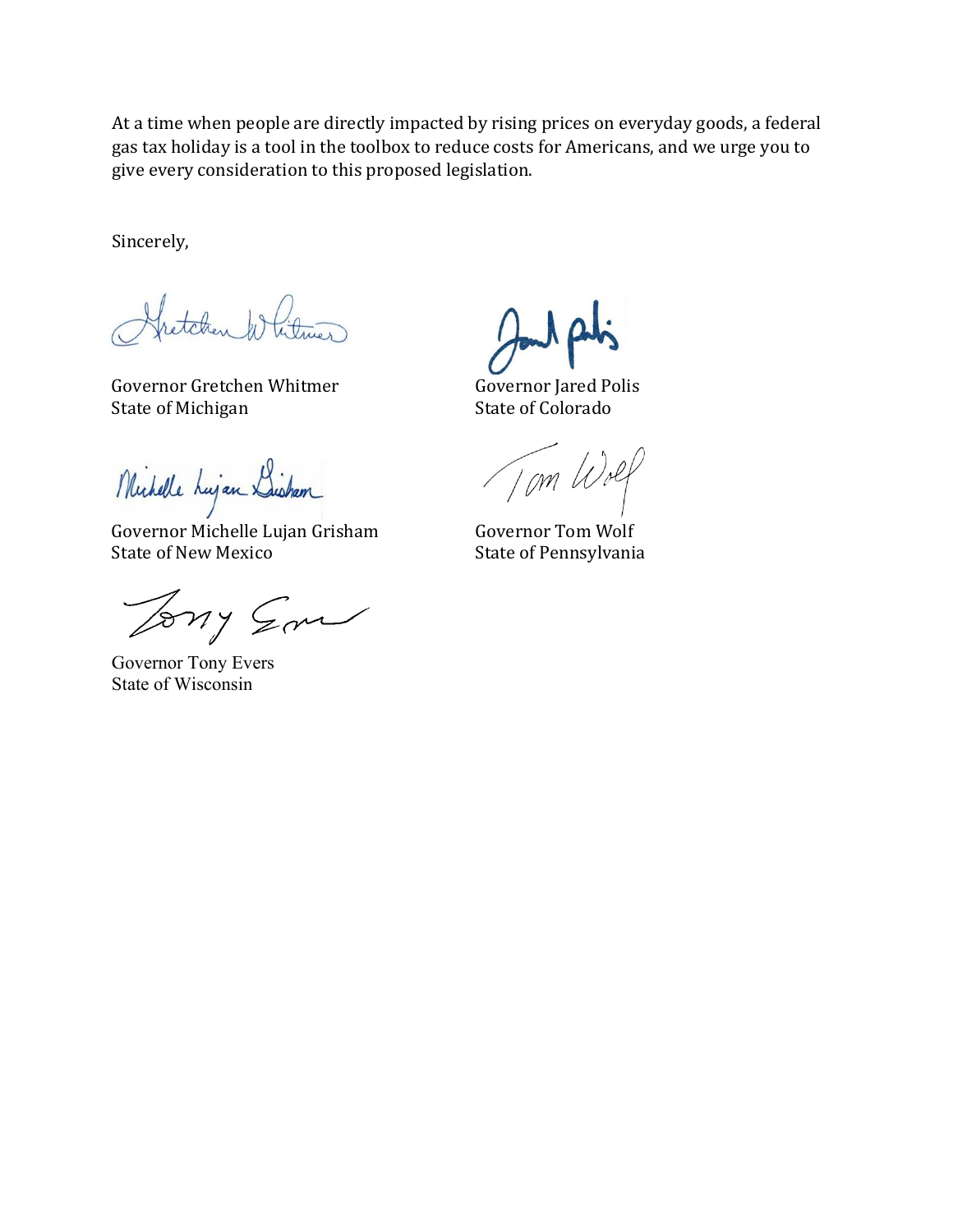At a time when people are directly impacted by rising prices on everyday goods, a federal gas tax holiday is a tool in the toolbox to reduce costs for Americans, and we urge you to give every consideration to this proposed legislation.

Sincerely,

Governor Gretchen Whitmer
State of Michigan

Governor Jared Polis
State of Colorado

Governor Michelle Lujan Grisham
State of New Mexico

Governor Tom Wolf
State of Pennsylvania

Governor Tony Evers
State of Wisconsin